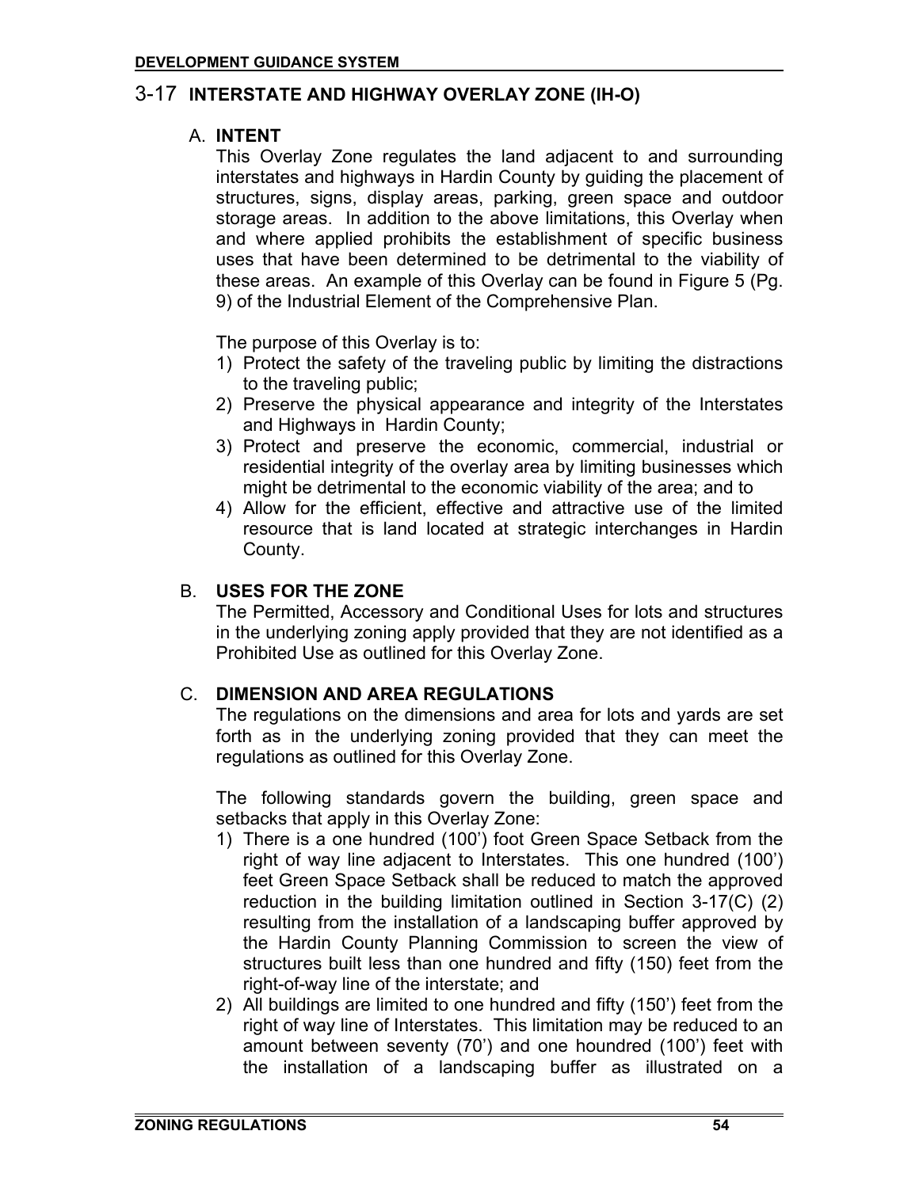## 3-17 INTERSTATE AND HIGHWAY OVERLAY ZONE (IH-O)

### A. INTENT

This Overlay Zone regulates the land adjacent to and surrounding interstates and highways in Hardin County by guiding the placement of structures, signs, display areas, parking, green space and outdoor storage areas. In addition to the above limitations, this Overlay when and where applied prohibits the establishment of specific business uses that have been determined to be detrimental to the viability of these areas. An example of this Overlay can be found in Figure 5 (Pg. 9) of the Industrial Element of the Comprehensive Plan.

The purpose of this Overlay is to:

1) Protect the safety of the traveling public by limiting the distractions to the traveling public;
2) Preserve the physical appearance and integrity of the Interstates and Highways in Hardin County;
3) Protect and preserve the economic, commercial, industrial or residential integrity of the overlay area by limiting businesses which might be detrimental to the economic viability of the area; and to
4) Allow for the efficient, effective and attractive use of the limited resource that is land located at strategic interchanges in Hardin County.

### B. USES FOR THE ZONE

The Permitted, Accessory and Conditional Uses for lots and structures in the underlying zoning apply provided that they are not identified as a Prohibited Use as outlined for this Overlay Zone.

### C. DIMENSION AND AREA REGULATIONS

The regulations on the dimensions and area for lots and yards are set forth as in the underlying zoning provided that they can meet the regulations as outlined for this Overlay Zone.

The following standards govern the building, green space and setbacks that apply in this Overlay Zone:

1) There is a one hundred (100') foot Green Space Setback from the right of way line adjacent to Interstates. This one hundred (100') feet Green Space Setback shall be reduced to match the approved reduction in the building limitation outlined in Section 3-17(C) (2) resulting from the installation of a landscaping buffer approved by the Hardin County Planning Commission to screen the view of structures built less than one hundred and fifty (150) feet from the right-of-way line of the interstate; and
2) All buildings are limited to one hundred and fifty (150') feet from the right of way line of Interstates. This limitation may be reduced to an amount between seventy (70') and one houndred (100') feet with the installation of a landscaping buffer as illustrated on a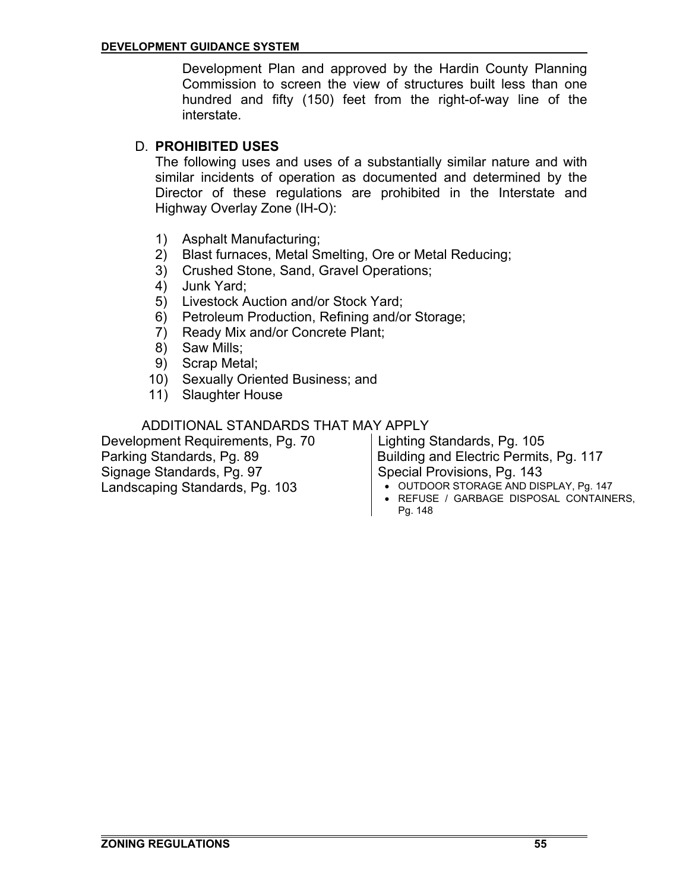Development Plan and approved by the Hardin County Planning Commission to screen the view of structures built less than one hundred and fifty (150) feet from the right-of-way line of the interstate.

### D. **PROHIBITED USES**

The following uses and uses of a substantially similar nature and with similar incidents of operation as documented and determined by the Director of these regulations are prohibited in the Interstate and Highway Overlay Zone (IH-O):

1) Asphalt Manufacturing;
2) Blast furnaces, Metal Smelting, Ore or Metal Reducing;
3) Crushed Stone, Sand, Gravel Operations;
4) Junk Yard;
5) Livestock Auction and/or Stock Yard;
6) Petroleum Production, Refining and/or Storage;
7) Ready Mix and/or Concrete Plant;
8) Saw Mills;
9) Scrap Metal;
10) Sexually Oriented Business; and
11) Slaughter House

ADDITIONAL STANDARDS THAT MAY APPLY

Development Requirements, Pg. 70
Parking Standards, Pg. 89
Signage Standards, Pg. 97
Landscaping Standards, Pg. 103

Lighting Standards, Pg. 105
Building and Electric Permits, Pg. 117
Special Provisions, Pg. 143

- OUTDOOR STORAGE AND DISPLAY, Pg. 147
- REFUSE / GARBAGE DISPOSAL CONTAINERS, Pg. 148